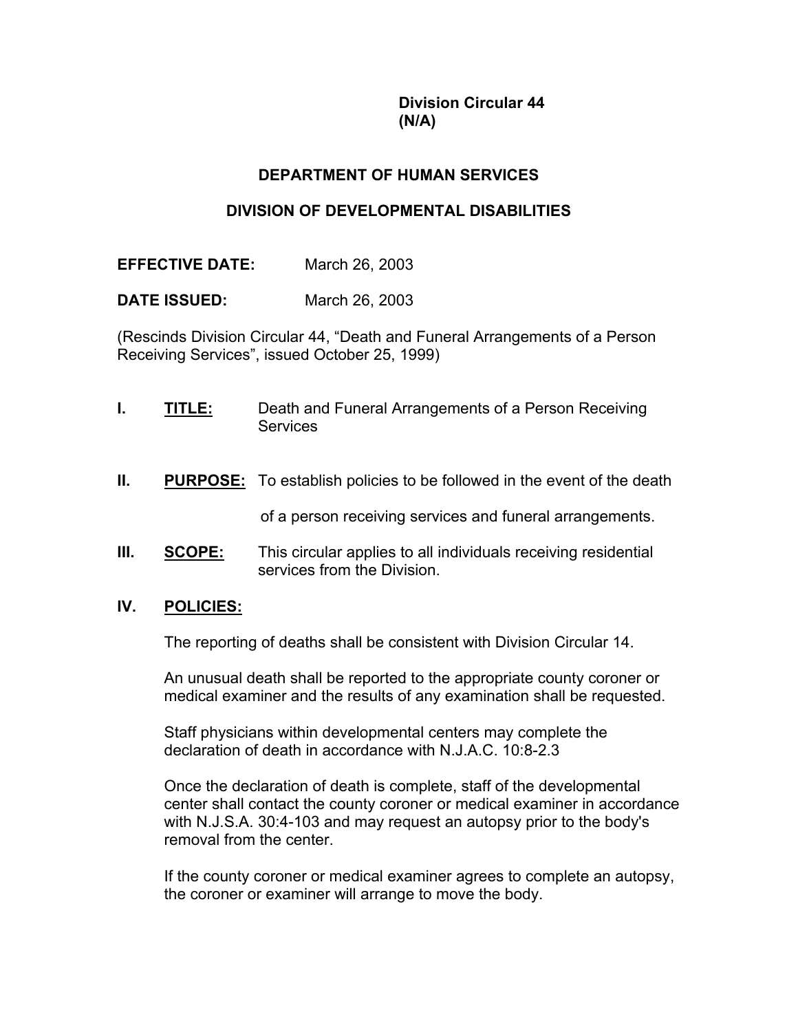**Division Circular 44**
**(N/A)**

# DEPARTMENT OF HUMAN SERVICES

## DIVISION OF DEVELOPMENTAL DISABILITIES

**EFFECTIVE DATE:** March 26, 2003

**DATE ISSUED:** March 26, 2003

(Rescinds Division Circular 44, "Death and Funeral Arrangements of a Person Receiving Services", issued October 25, 1999)

**I. TITLE:** Death and Funeral Arrangements of a Person Receiving Services

**II. PURPOSE:** To establish policies to be followed in the event of the death of a person receiving services and funeral arrangements.

**III. SCOPE:** This circular applies to all individuals receiving residential services from the Division.

**IV. POLICIES:**

The reporting of deaths shall be consistent with Division Circular 14.

An unusual death shall be reported to the appropriate county coroner or medical examiner and the results of any examination shall be requested.

Staff physicians within developmental centers may complete the declaration of death in accordance with N.J.A.C. 10:8-2.3

Once the declaration of death is complete, staff of the developmental center shall contact the county coroner or medical examiner in accordance with N.J.S.A. 30:4-103 and may request an autopsy prior to the body's removal from the center.

If the county coroner or medical examiner agrees to complete an autopsy, the coroner or examiner will arrange to move the body.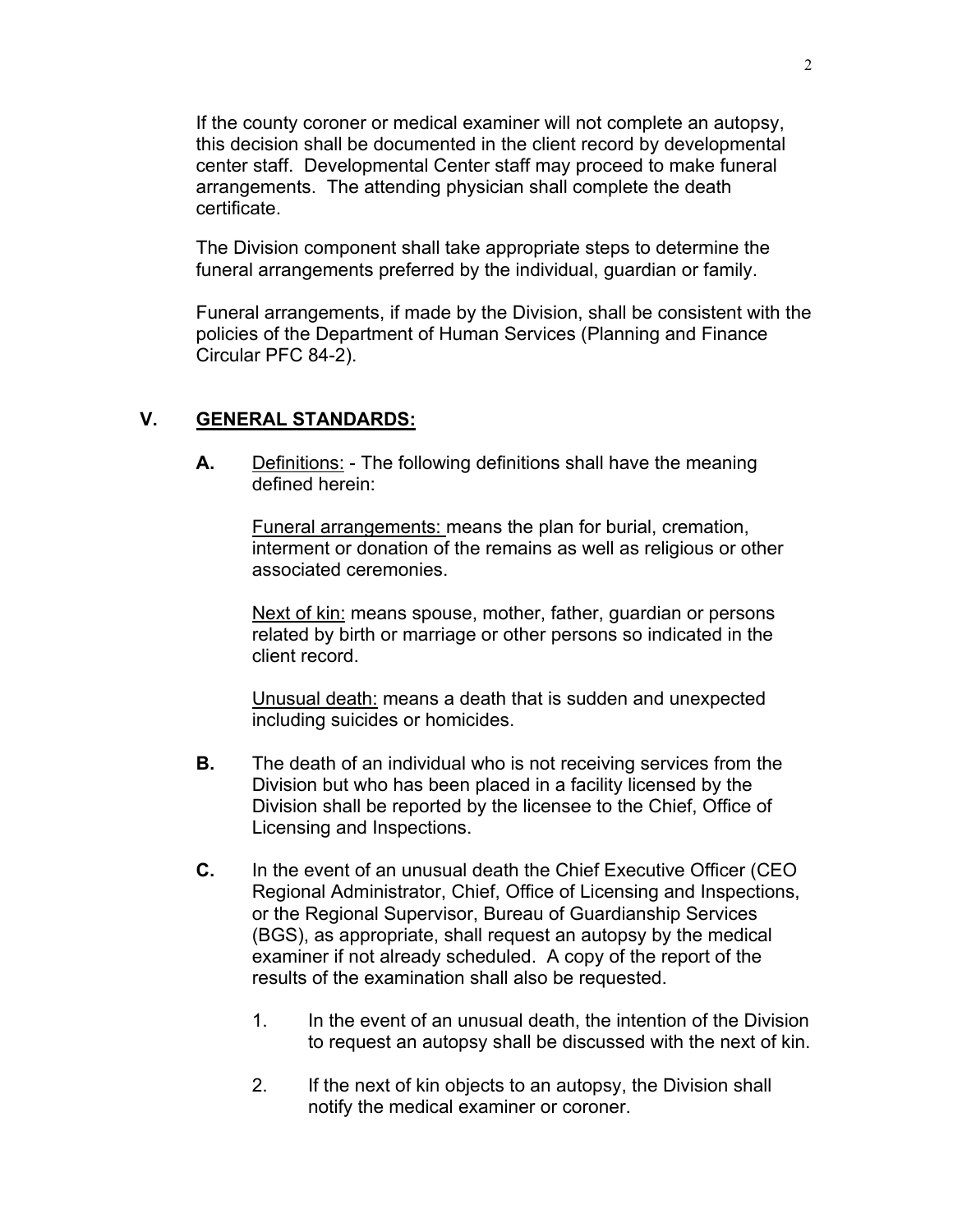If the county coroner or medical examiner will not complete an autopsy, this decision shall be documented in the client record by developmental center staff. Developmental Center staff may proceed to make funeral arrangements. The attending physician shall complete the death certificate.

The Division component shall take appropriate steps to determine the funeral arrangements preferred by the individual, guardian or family.

Funeral arrangements, if made by the Division, shall be consistent with the policies of the Department of Human Services (Planning and Finance Circular PFC 84-2).

## V. GENERAL STANDARDS:

**A.** Definitions: - The following definitions shall have the meaning defined herein:

Funeral arrangements: means the plan for burial, cremation, interment or donation of the remains as well as religious or other associated ceremonies.

Next of kin: means spouse, mother, father, guardian or persons related by birth or marriage or other persons so indicated in the client record.

Unusual death: means a death that is sudden and unexpected including suicides or homicides.

**B.** The death of an individual who is not receiving services from the Division but who has been placed in a facility licensed by the Division shall be reported by the licensee to the Chief, Office of Licensing and Inspections.

**C.** In the event of an unusual death the Chief Executive Officer (CEO Regional Administrator, Chief, Office of Licensing and Inspections, or the Regional Supervisor, Bureau of Guardianship Services (BGS), as appropriate, shall request an autopsy by the medical examiner if not already scheduled. A copy of the report of the results of the examination shall also be requested.

1. In the event of an unusual death, the intention of the Division to request an autopsy shall be discussed with the next of kin.

2. If the next of kin objects to an autopsy, the Division shall notify the medical examiner or coroner.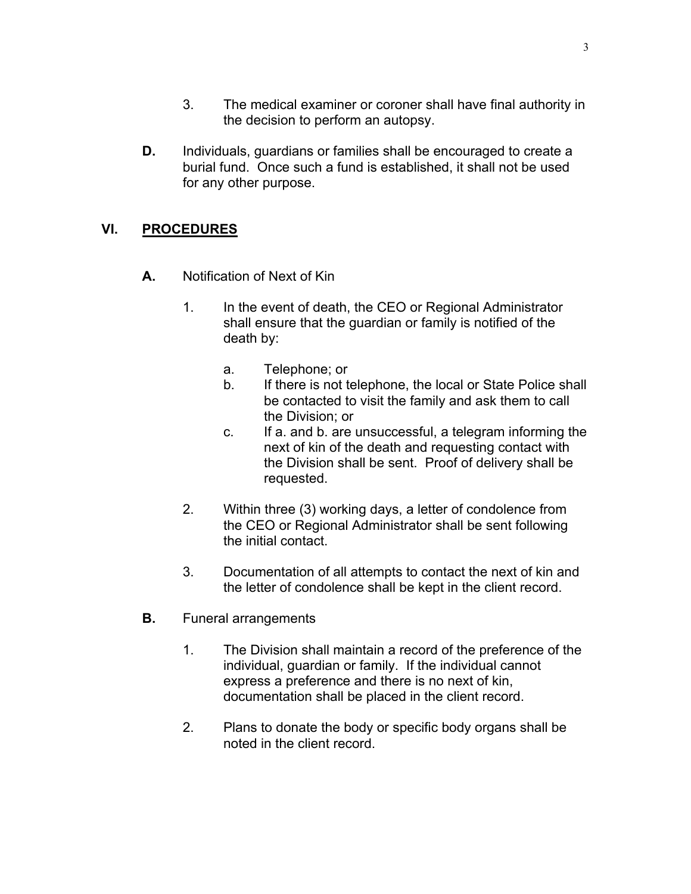3. The medical examiner or coroner shall have final authority in the decision to perform an autopsy.

**D.** Individuals, guardians or families shall be encouraged to create a burial fund. Once such a fund is established, it shall not be used for any other purpose.

## VI. PROCEDURES

**A.** Notification of Next of Kin

1. In the event of death, the CEO or Regional Administrator shall ensure that the guardian or family is notified of the death by:

   a. Telephone; or
   b. If there is not telephone, the local or State Police shall be contacted to visit the family and ask them to call the Division; or
   c. If a. and b. are unsuccessful, a telegram informing the next of kin of the death and requesting contact with the Division shall be sent. Proof of delivery shall be requested.

2. Within three (3) working days, a letter of condolence from the CEO or Regional Administrator shall be sent following the initial contact.

3. Documentation of all attempts to contact the next of kin and the letter of condolence shall be kept in the client record.

**B.** Funeral arrangements

1. The Division shall maintain a record of the preference of the individual, guardian or family. If the individual cannot express a preference and there is no next of kin, documentation shall be placed in the client record.

2. Plans to donate the body or specific body organs shall be noted in the client record.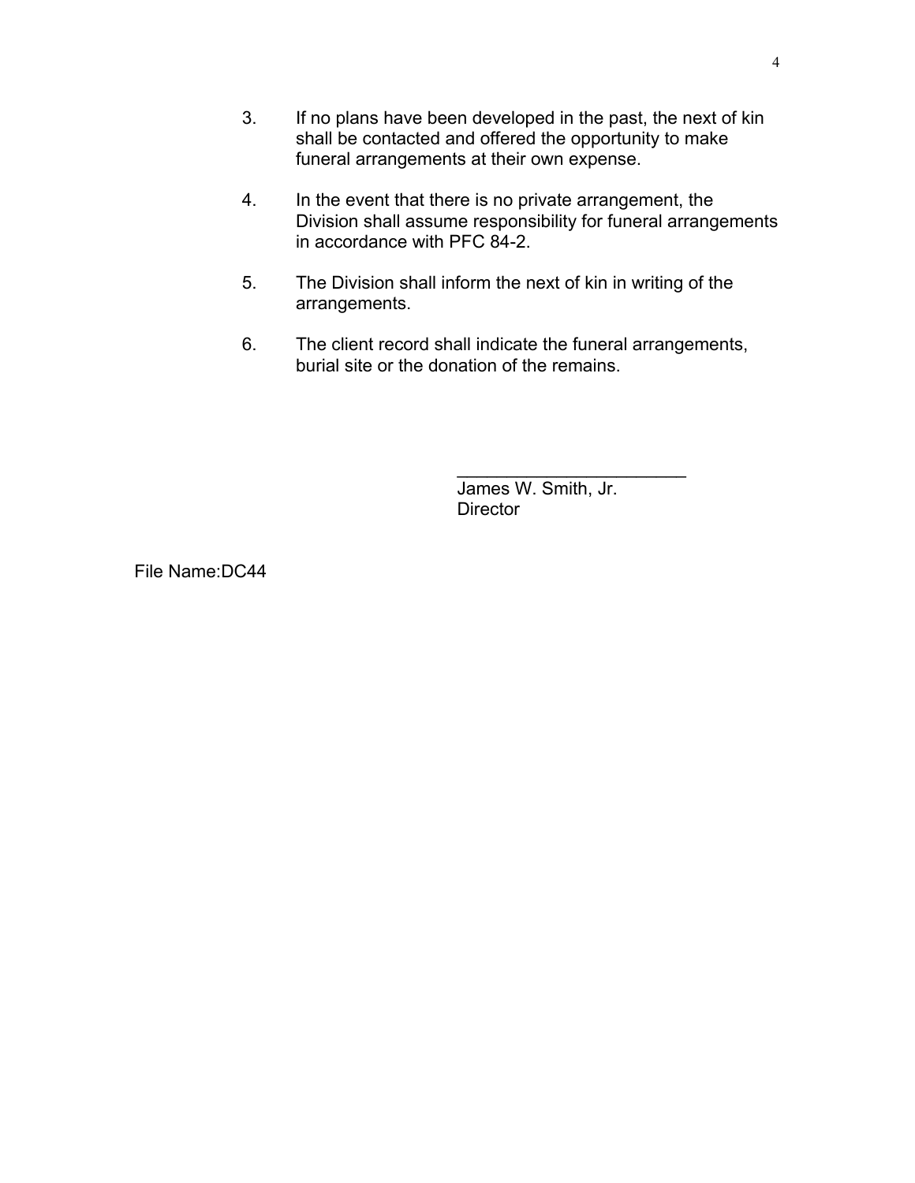3. If no plans have been developed in the past, the next of kin shall be contacted and offered the opportunity to make funeral arrangements at their own expense.

4. In the event that there is no private arrangement, the Division shall assume responsibility for funeral arrangements in accordance with PFC 84-2.

5. The Division shall inform the next of kin in writing of the arrangements.

6. The client record shall indicate the funeral arrangements, burial site or the donation of the remains.

\_\_\_\_\_\_\_\_\_\_\_\_\_\_\_\_\_\_\_\_\_\_\_\_

James W. Smith, Jr.
Director

File Name:DC44